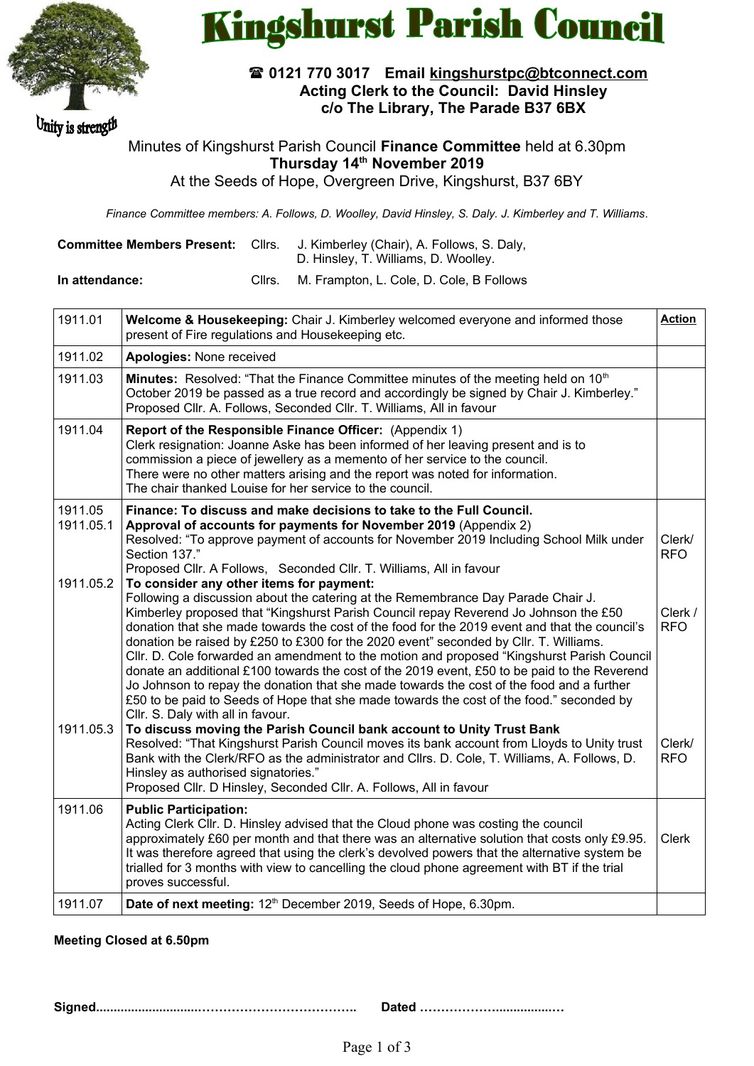# Kingshurst Parish Council

Unity is strength

☎ **0121 770 3017 Email kingshurstpc@btconnect.com**
**Acting Clerk to the Council: David Hinsley**
**c/o The Library, The Parade B37 6BX**

Minutes of Kingshurst Parish Council **Finance Committee** held at 6.30pm
**Thursday 14th November 2019**
At the Seeds of Hope, Overgreen Drive, Kingshurst, B37 6BY

*Finance Committee members: A. Follows, D. Woolley, David Hinsley, S. Daly. J. Kimberley and T. Williams.*

**Committee Members Present:** Cllrs. J. Kimberley (Chair), A. Follows, S. Daly, D. Hinsley, T. Williams, D. Woolley.

**In attendance:** Cllrs. M. Frampton, L. Cole, D. Cole, B Follows

| | | **Action** |
|---|---|---|
| 1911.01 | **Welcome & Housekeeping:** Chair J. Kimberley welcomed everyone and informed those present of Fire regulations and Housekeeping etc. | |
| 1911.02 | **Apologies:** None received | |
| 1911.03 | **Minutes:** Resolved: "That the Finance Committee minutes of the meeting held on 10th October 2019 be passed as a true record and accordingly be signed by Chair J. Kimberley." Proposed Cllr. A. Follows, Seconded Cllr. T. Williams, All in favour | |
| 1911.04 | **Report of the Responsible Finance Officer:** (Appendix 1) Clerk resignation: Joanne Aske has been informed of her leaving present and is to commission a piece of jewellery as a memento of her service to the council. There were no other matters arising and the report was noted for information. The chair thanked Louise for her service to the council. | |
| 1911.05 | **Finance: To discuss and make decisions to take to the Full Council.** | |
| 1911.05.1 | **Approval of accounts for payments for November 2019** (Appendix 2) Resolved: "To approve payment of accounts for November 2019 Including School Milk under Section 137." Proposed Cllr. A Follows, Seconded Cllr. T. Williams, All in favour | Clerk/ RFO |
| 1911.05.2 | **To consider any other items for payment:** Following a discussion about the catering at the Remembrance Day Parade Chair J. Kimberley proposed that "Kingshurst Parish Council repay Reverend Jo Johnson the £50 donation that she made towards the cost of the food for the 2019 event and that the council's donation be raised by £250 to £300 for the 2020 event" seconded by Cllr. T. Williams. Cllr. D. Cole forwarded an amendment to the motion and proposed "Kingshurst Parish Council donate an additional £100 towards the cost of the 2019 event, £50 to be paid to the Reverend Jo Johnson to repay the donation that she made towards the cost of the food and a further £50 to be paid to Seeds of Hope that she made towards the cost of the food." seconded by Cllr. S. Daly with all in favour. | Clerk / RFO |
| 1911.05.3 | **To discuss moving the Parish Council bank account to Unity Trust Bank** Resolved: "That Kingshurst Parish Council moves its bank account from Lloyds to Unity trust Bank with the Clerk/RFO as the administrator and Cllrs. D. Cole, T. Williams, A. Follows, D. Hinsley as authorised signatories." Proposed Cllr. D Hinsley, Seconded Cllr. A. Follows, All in favour | Clerk/ RFO |
| 1911.06 | **Public Participation:** Acting Clerk Cllr. D. Hinsley advised that the Cloud phone was costing the council approximately £60 per month and that there was an alternative solution that costs only £9.95. It was therefore agreed that using the clerk's devolved powers that the alternative system be trialled for 3 months with view to cancelling the cloud phone agreement with BT if the trial proves successful. | Clerk |
| 1911.07 | **Date of next meeting:** 12th December 2019, Seeds of Hope, 6.30pm. | |

**Meeting Closed at 6.50pm**

**Signed..........................………………………………….. Dated ………………..................…**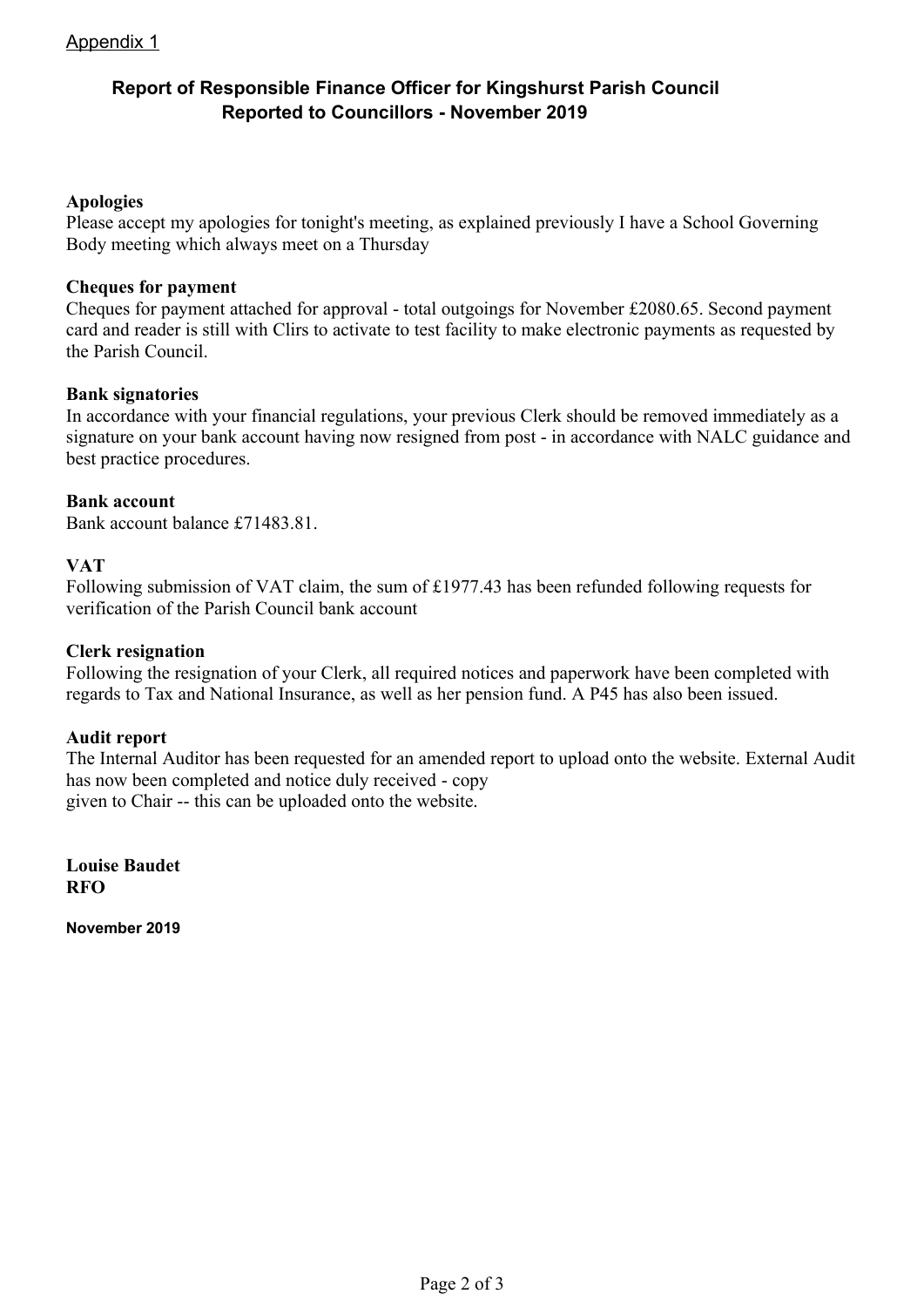Appendix 1

# Report of Responsible Finance Officer for Kingshurst Parish Council
## Reported to Councillors - November 2019

**Apologies**
Please accept my apologies for tonight's meeting, as explained previously I have a School Governing Body meeting which always meet on a Thursday

**Cheques for payment**
Cheques for payment attached for approval - total outgoings for November £2080.65. Second payment card and reader is still with Clirs to activate to test facility to make electronic payments as requested by the Parish Council.

**Bank signatories**
In accordance with your financial regulations, your previous Clerk should be removed immediately as a signature on your bank account having now resigned from post - in accordance with NALC guidance and best practice procedures.

**Bank account**
Bank account balance £71483.81.

**VAT**
Following submission of VAT claim, the sum of £1977.43 has been refunded following requests for verification of the Parish Council bank account

**Clerk resignation**
Following the resignation of your Clerk, all required notices and paperwork have been completed with regards to Tax and National Insurance, as well as her pension fund. A P45 has also been issued.

**Audit report**
The Internal Auditor has been requested for an amended report to upload onto the website. External Audit has now been completed and notice duly received - copy
given to Chair -- this can be uploaded onto the website.

**Louise Baudet**
**RFO**

**November 2019**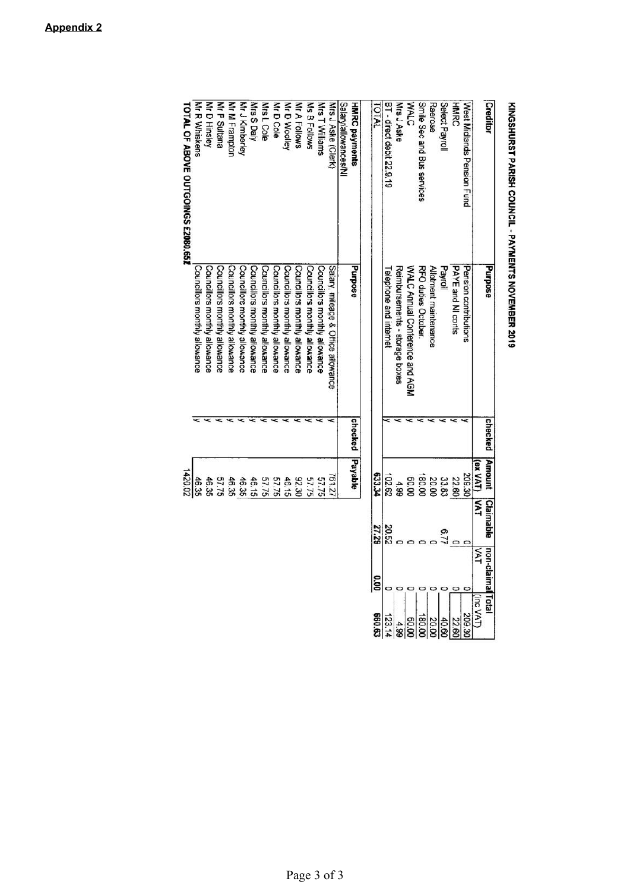**Appendix 2**

# KINGSHURST PARISH COUNCIL - PAYMENTS NOVEMBER 2019

| Creditor | Purpose | checked | Amount (ex VAT) | Claimable VAT | non-claimable VAT | Total (inc VAT) |
|---|---|---|---|---|---|---|
| West Midlands Pension Fund | Pension contributions | y | 209.30 | 0 | 0 | 209.30 |
| HMRC | PAYE and NI conts | y | 22.60 | 0 | 0 | 22.60 |
| Select Payroll | Payroll | y | 33.83 | 6.77 | 0 | 40.60 |
| Raerose | Allotment maintenance | y | 20.00 | 0 | 0 | 20.00 |
| Smile Sec and Bus services | RFO duties October. | y | 180.00 | 0 | 0 | 180.00 |
| WALC | WALC Annual Conference and AGM | y | 60.00 | 0 | 0 | 60.00 |
| Mrs J Aske | Reimbursements - storage boxes | y | 4.99 | 0 | 0 | 4.99 |
| BT - direct debit 22.9.19 | Telephone and internet | y | 102.62 | 20.52 | 0 | 123.14 |
| TOTAL | | | 633.34 | 27.29 | 0.00 | 660.63 |

| HMRC payments Salary/allowances/NI | Purpose | checked | Payable |
|---|---|---|---|
| Mrs J Aske (Clerk) | Salary, mileage & Office allowance | y | 761.27 |
| Mrs T Williams | Councillors monthly allowance | y | 57.75 |
| Ms B Follows | Councillors monthly allowance | y | 57.75 |
| Mr A Follows | Councillors monthly allowance | y | 92.30 |
| Mr D Woolley | Councillors monthly allowance | y | 46.15 |
| Mr D Cole | Councillors monthly allowance | y | 57.75 |
| Mrs L Cole | Councillors monthly allowance | y | 57.75 |
| Mrs S Day | Councillors monthly allowance | y | 46.15 |
| Mr J Kimberley | Councillors monthly allowance | y | 46.35 |
| Mr M Frampton | Councillors monthly allowance | y | 46.35 |
| Mr P Sultana | Councillors monthly allowance | y | 57.75 |
| Mr D Hinsley | Councillors monthly allowance | y | 46.35 |
| Mr R Whiskens | Councillors monthly allowance | y | 46.35 |
| **TOTAL OF ABOVE OUTGOINGS £2080.652** | | | 1420.02 |